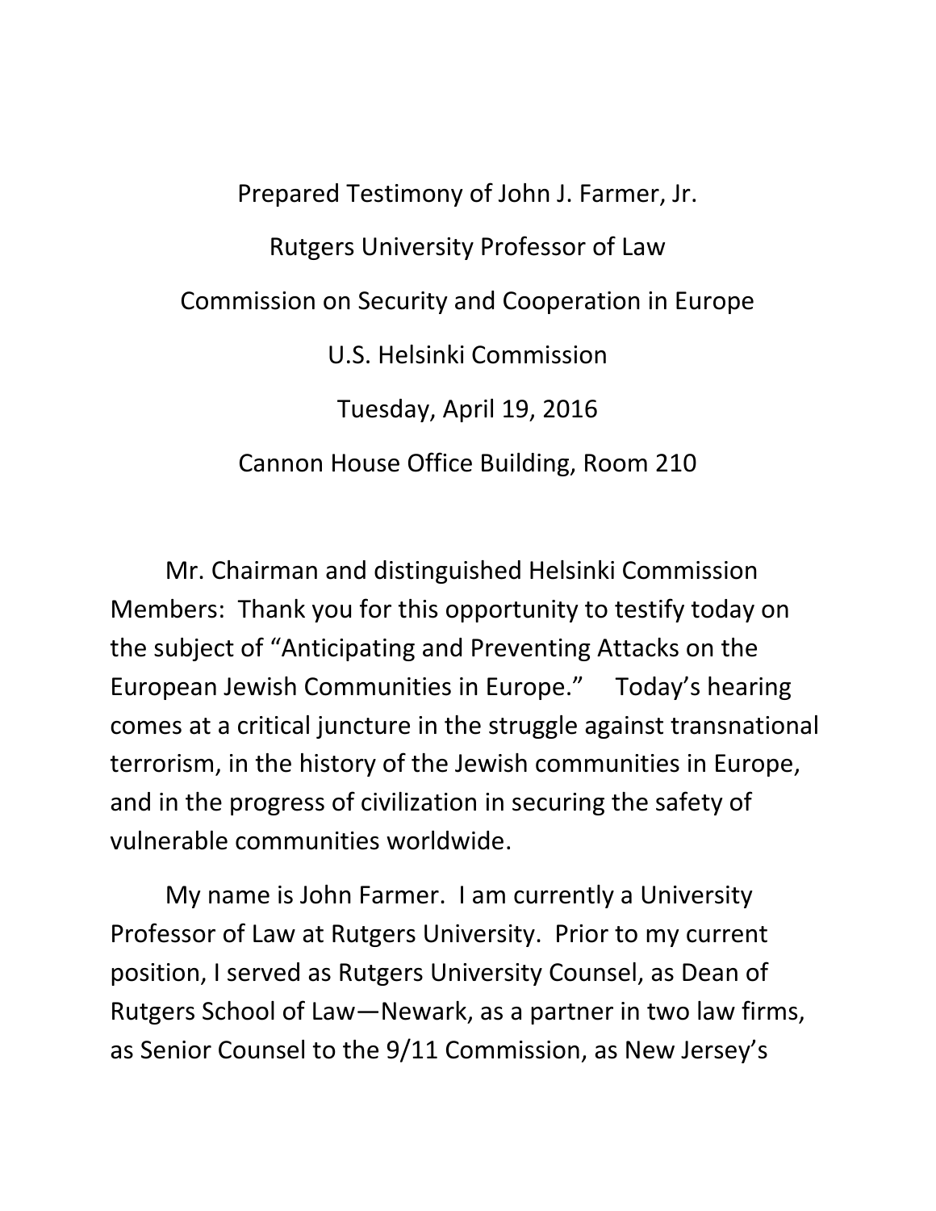Prepared Testimony of John J. Farmer, Jr.

Rutgers University Professor of Law

Commission on Security and Cooperation in Europe

U.S. Helsinki Commission

Tuesday, April 19, 2016

Cannon House Office Building, Room 210

Mr. Chairman and distinguished Helsinki Commission Members: Thank you for this opportunity to testify today on the subject of "Anticipating and Preventing Attacks on the European Jewish Communities in Europe." Today's hearing comes at a critical juncture in the struggle against transnational terrorism, in the history of the Jewish communities in Europe, and in the progress of civilization in securing the safety of vulnerable communities worldwide.

My name is John Farmer. I am currently a University Professor of Law at Rutgers University. Prior to my current position, I served as Rutgers University Counsel, as Dean of Rutgers School of Law—Newark, as a partner in two law firms, as Senior Counsel to the 9/11 Commission, as New Jersey's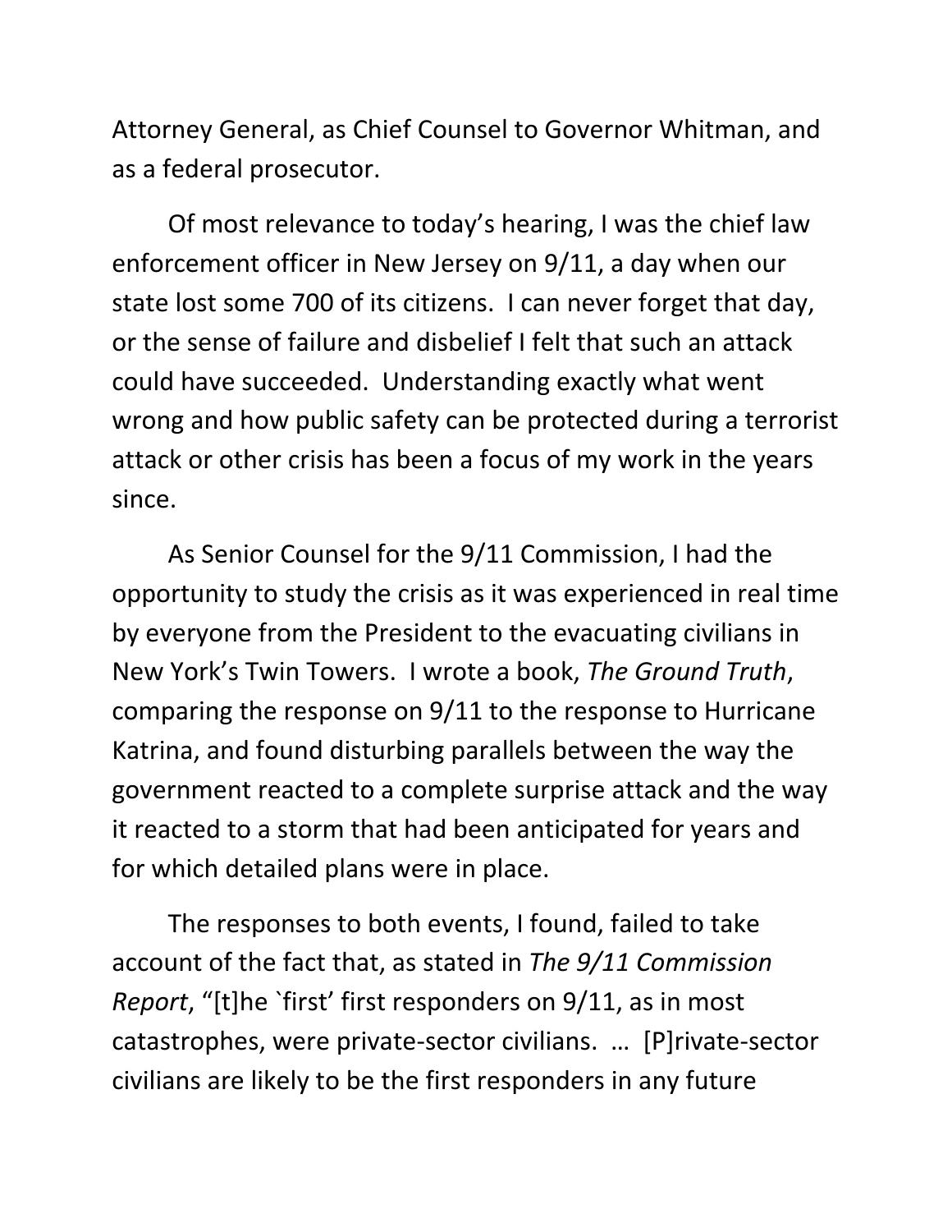Attorney General, as Chief Counsel to Governor Whitman, and as a federal prosecutor.

Of most relevance to today's hearing, I was the chief law enforcement officer in New Jersey on 9/11, a day when our state lost some 700 of its citizens. I can never forget that day, or the sense of failure and disbelief I felt that such an attack could have succeeded. Understanding exactly what went wrong and how public safety can be protected during a terrorist attack or other crisis has been a focus of my work in the years since.

As Senior Counsel for the 9/11 Commission, I had the opportunity to study the crisis as it was experienced in real time by everyone from the President to the evacuating civilians in New York's Twin Towers. I wrote a book, *The Ground Truth*, comparing the response on 9/11 to the response to Hurricane Katrina, and found disturbing parallels between the way the government reacted to a complete surprise attack and the way it reacted to a storm that had been anticipated for years and for which detailed plans were in place.

The responses to both events, I found, failed to take account of the fact that, as stated in *The 9/11 Commission Report*, "[t]he `first' first responders on 9/11, as in most catastrophes, were private-sector civilians. … [P]rivate-sector civilians are likely to be the first responders in any future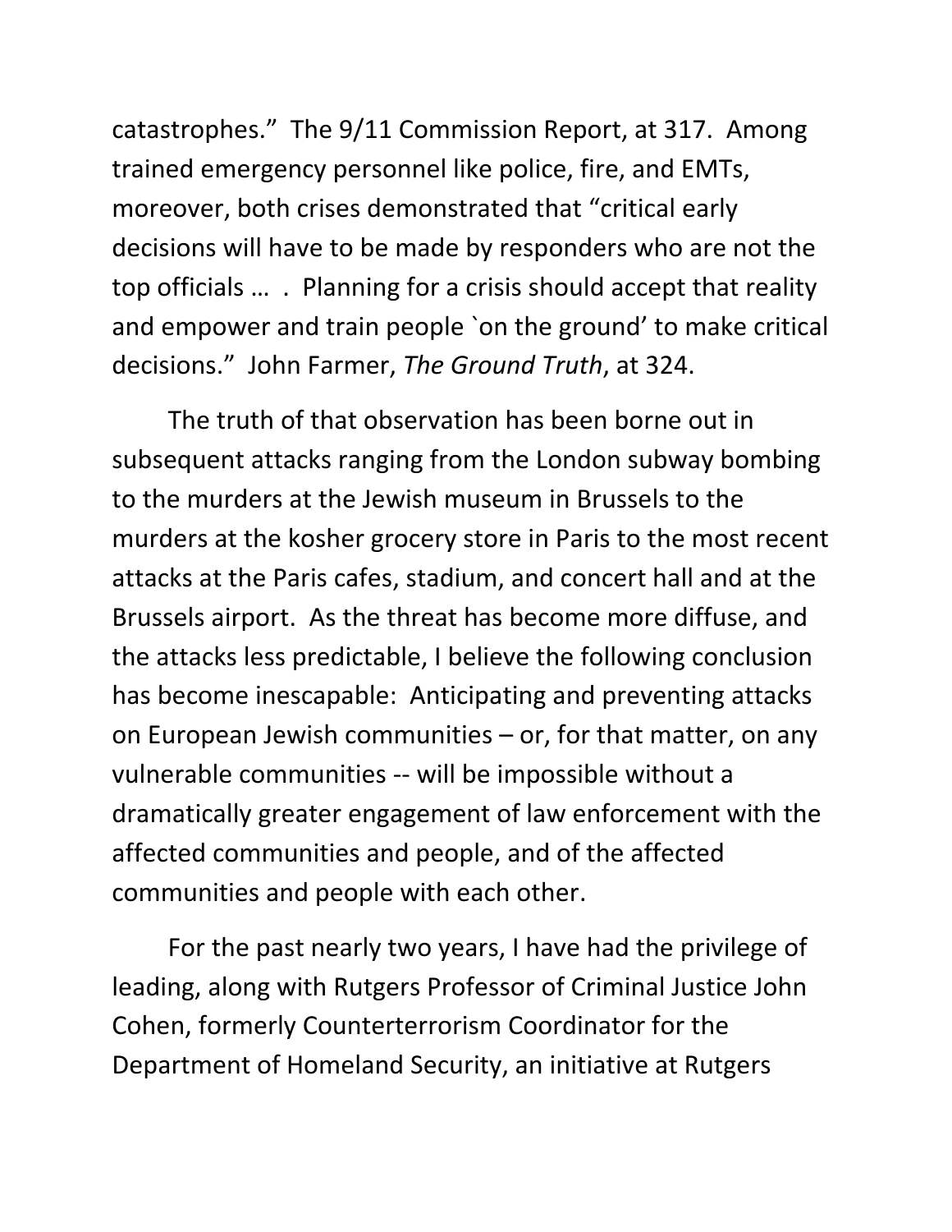catastrophes." The 9/11 Commission Report, at 317. Among trained emergency personnel like police, fire, and EMTs, moreover, both crises demonstrated that "critical early decisions will have to be made by responders who are not the top officials … . Planning for a crisis should accept that reality and empower and train people `on the ground' to make critical decisions." John Farmer, *The Ground Truth*, at 324.

The truth of that observation has been borne out in subsequent attacks ranging from the London subway bombing to the murders at the Jewish museum in Brussels to the murders at the kosher grocery store in Paris to the most recent attacks at the Paris cafes, stadium, and concert hall and at the Brussels airport. As the threat has become more diffuse, and the attacks less predictable, I believe the following conclusion has become inescapable: Anticipating and preventing attacks on European Jewish communities – or, for that matter, on any vulnerable communities -- will be impossible without a dramatically greater engagement of law enforcement with the affected communities and people, and of the affected communities and people with each other.

For the past nearly two years, I have had the privilege of leading, along with Rutgers Professor of Criminal Justice John Cohen, formerly Counterterrorism Coordinator for the Department of Homeland Security, an initiative at Rutgers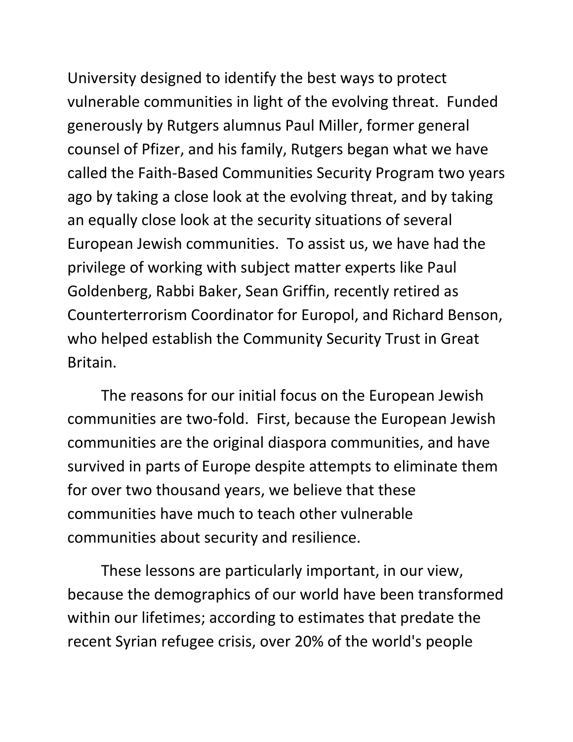University designed to identify the best ways to protect vulnerable communities in light of the evolving threat. Funded generously by Rutgers alumnus Paul Miller, former general counsel of Pfizer, and his family, Rutgers began what we have called the Faith-Based Communities Security Program two years ago by taking a close look at the evolving threat, and by taking an equally close look at the security situations of several European Jewish communities. To assist us, we have had the privilege of working with subject matter experts like Paul Goldenberg, Rabbi Baker, Sean Griffin, recently retired as Counterterrorism Coordinator for Europol, and Richard Benson, who helped establish the Community Security Trust in Great Britain.

The reasons for our initial focus on the European Jewish communities are two-fold. First, because the European Jewish communities are the original diaspora communities, and have survived in parts of Europe despite attempts to eliminate them for over two thousand years, we believe that these communities have much to teach other vulnerable communities about security and resilience.

These lessons are particularly important, in our view, because the demographics of our world have been transformed within our lifetimes; according to estimates that predate the recent Syrian refugee crisis, over 20% of the world's people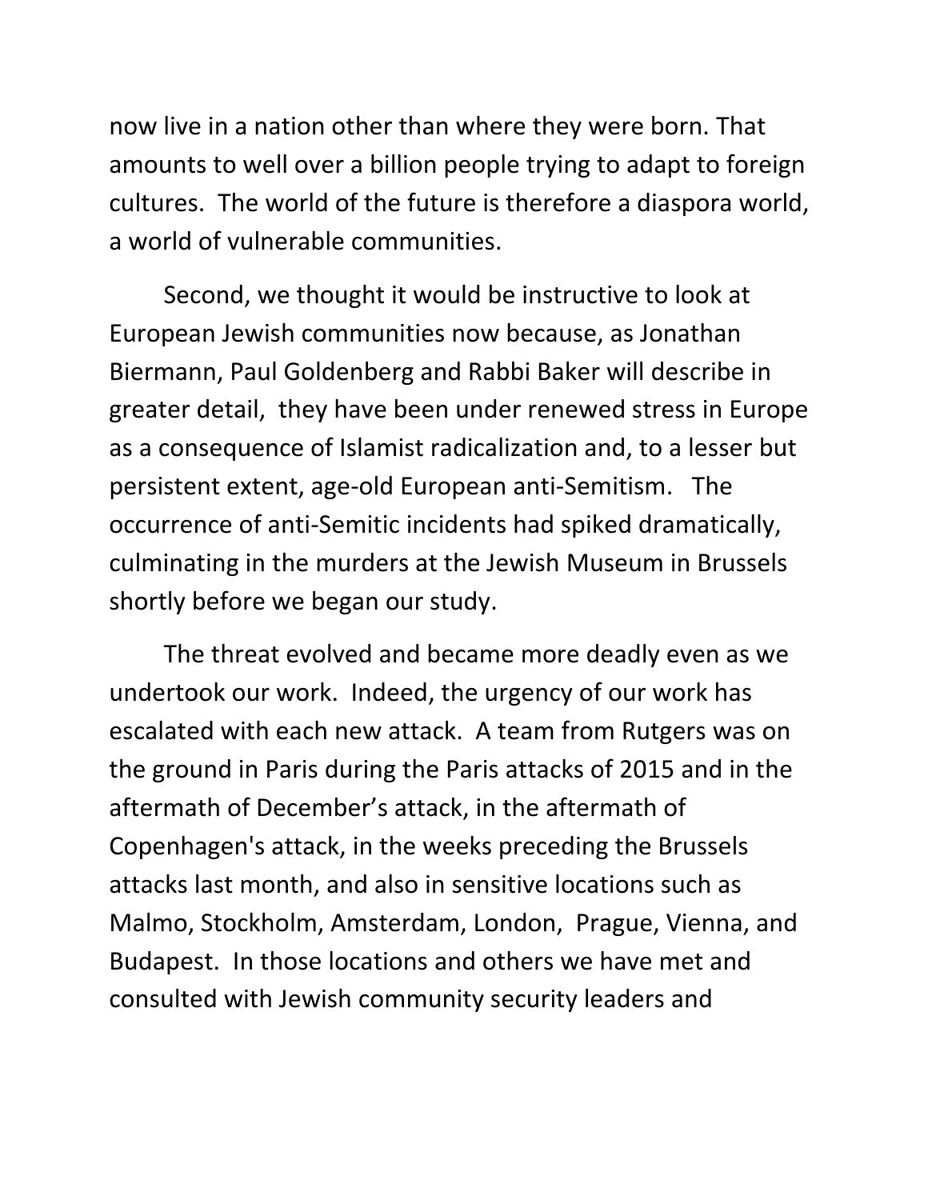now live in a nation other than where they were born. That amounts to well over a billion people trying to adapt to foreign cultures. The world of the future is therefore a diaspora world, a world of vulnerable communities.

Second, we thought it would be instructive to look at European Jewish communities now because, as Jonathan Biermann, Paul Goldenberg and Rabbi Baker will describe in greater detail, they have been under renewed stress in Europe as a consequence of Islamist radicalization and, to a lesser but persistent extent, age-old European anti-Semitism. The occurrence of anti-Semitic incidents had spiked dramatically, culminating in the murders at the Jewish Museum in Brussels shortly before we began our study.

The threat evolved and became more deadly even as we undertook our work. Indeed, the urgency of our work has escalated with each new attack. A team from Rutgers was on the ground in Paris during the Paris attacks of 2015 and in the aftermath of December's attack, in the aftermath of Copenhagen's attack, in the weeks preceding the Brussels attacks last month, and also in sensitive locations such as Malmo, Stockholm, Amsterdam, London, Prague, Vienna, and Budapest. In those locations and others we have met and consulted with Jewish community security leaders and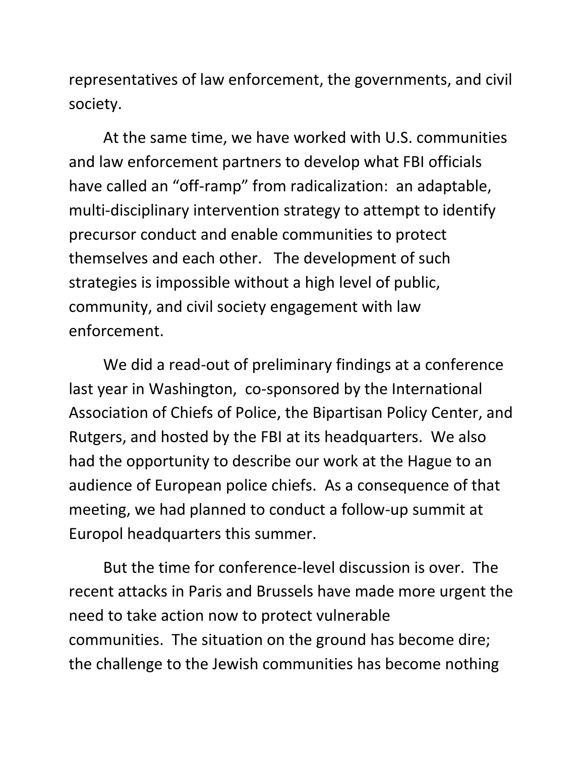representatives of law enforcement, the governments, and civil society.

At the same time, we have worked with U.S. communities and law enforcement partners to develop what FBI officials have called an "off-ramp" from radicalization: an adaptable, multi-disciplinary intervention strategy to attempt to identify precursor conduct and enable communities to protect themselves and each other. The development of such strategies is impossible without a high level of public, community, and civil society engagement with law enforcement.

We did a read-out of preliminary findings at a conference last year in Washington, co-sponsored by the International Association of Chiefs of Police, the Bipartisan Policy Center, and Rutgers, and hosted by the FBI at its headquarters. We also had the opportunity to describe our work at the Hague to an audience of European police chiefs. As a consequence of that meeting, we had planned to conduct a follow-up summit at Europol headquarters this summer.

But the time for conference-level discussion is over. The recent attacks in Paris and Brussels have made more urgent the need to take action now to protect vulnerable communities. The situation on the ground has become dire; the challenge to the Jewish communities has become nothing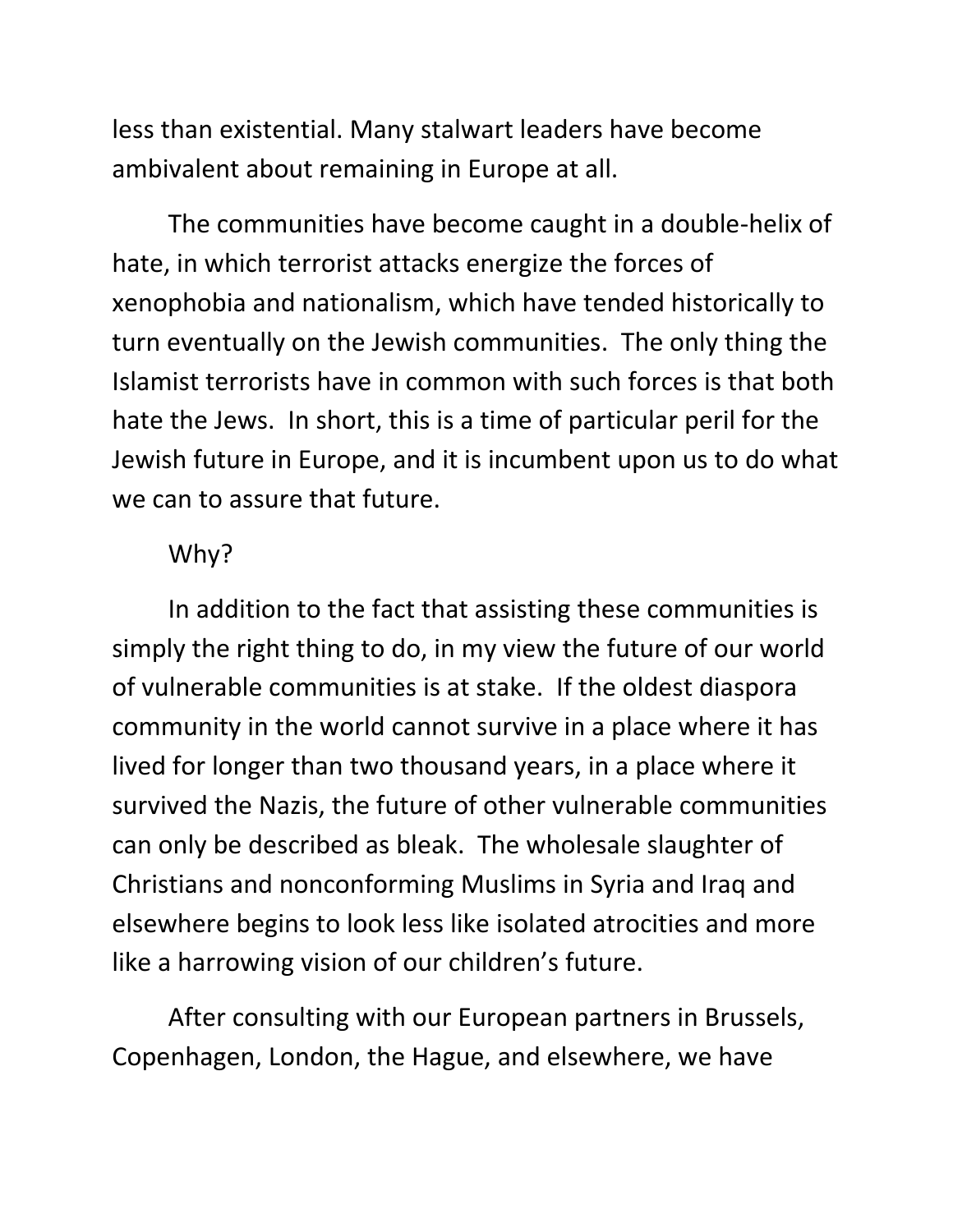less than existential. Many stalwart leaders have become ambivalent about remaining in Europe at all.

The communities have become caught in a double-helix of hate, in which terrorist attacks energize the forces of xenophobia and nationalism, which have tended historically to turn eventually on the Jewish communities. The only thing the Islamist terrorists have in common with such forces is that both hate the Jews. In short, this is a time of particular peril for the Jewish future in Europe, and it is incumbent upon us to do what we can to assure that future.

Why?

In addition to the fact that assisting these communities is simply the right thing to do, in my view the future of our world of vulnerable communities is at stake. If the oldest diaspora community in the world cannot survive in a place where it has lived for longer than two thousand years, in a place where it survived the Nazis, the future of other vulnerable communities can only be described as bleak. The wholesale slaughter of Christians and nonconforming Muslims in Syria and Iraq and elsewhere begins to look less like isolated atrocities and more like a harrowing vision of our children's future.

After consulting with our European partners in Brussels, Copenhagen, London, the Hague, and elsewhere, we have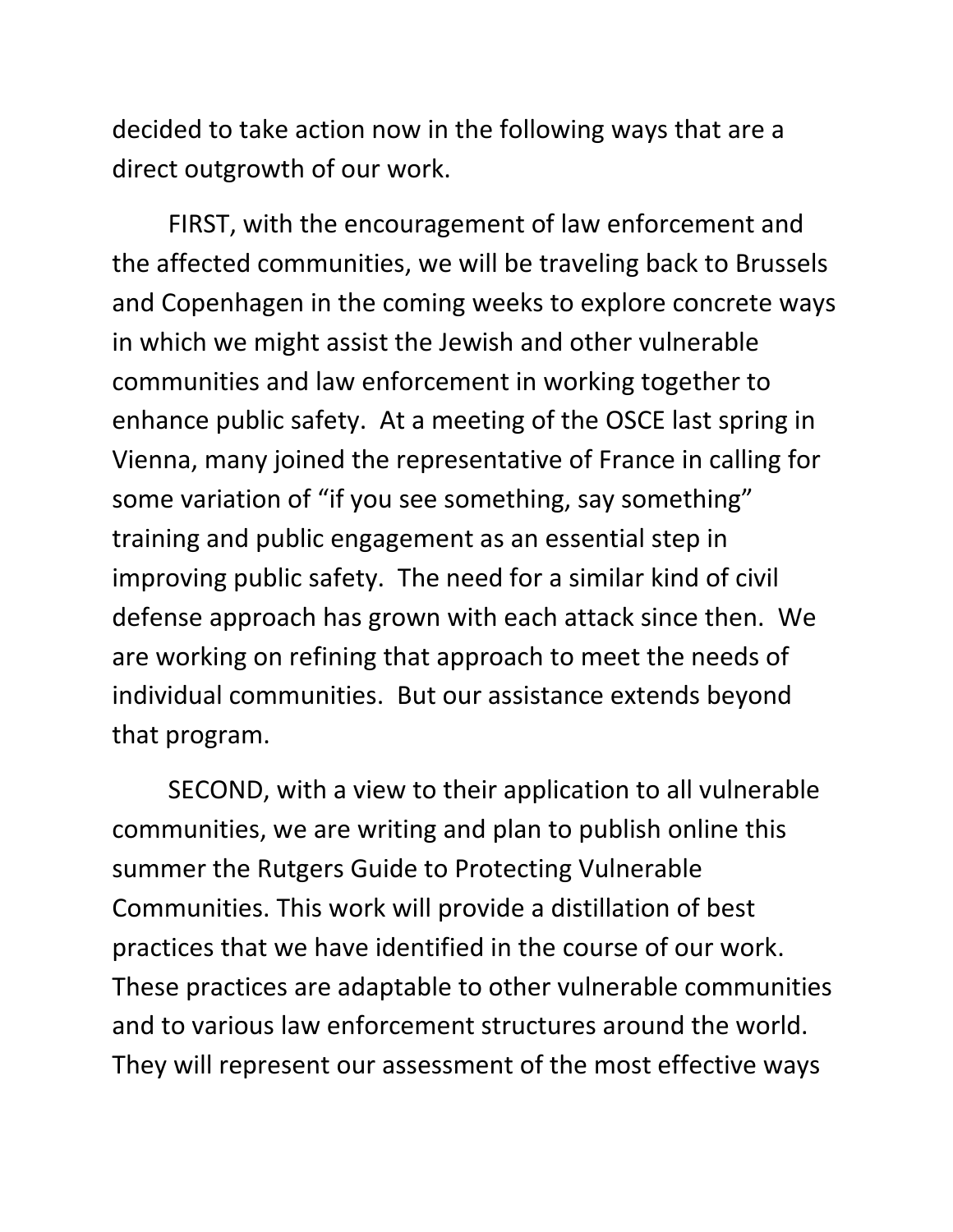decided to take action now in the following ways that are a direct outgrowth of our work.

FIRST, with the encouragement of law enforcement and the affected communities, we will be traveling back to Brussels and Copenhagen in the coming weeks to explore concrete ways in which we might assist the Jewish and other vulnerable communities and law enforcement in working together to enhance public safety. At a meeting of the OSCE last spring in Vienna, many joined the representative of France in calling for some variation of "if you see something, say something" training and public engagement as an essential step in improving public safety. The need for a similar kind of civil defense approach has grown with each attack since then. We are working on refining that approach to meet the needs of individual communities. But our assistance extends beyond that program.

SECOND, with a view to their application to all vulnerable communities, we are writing and plan to publish online this summer the Rutgers Guide to Protecting Vulnerable Communities. This work will provide a distillation of best practices that we have identified in the course of our work. These practices are adaptable to other vulnerable communities and to various law enforcement structures around the world. They will represent our assessment of the most effective ways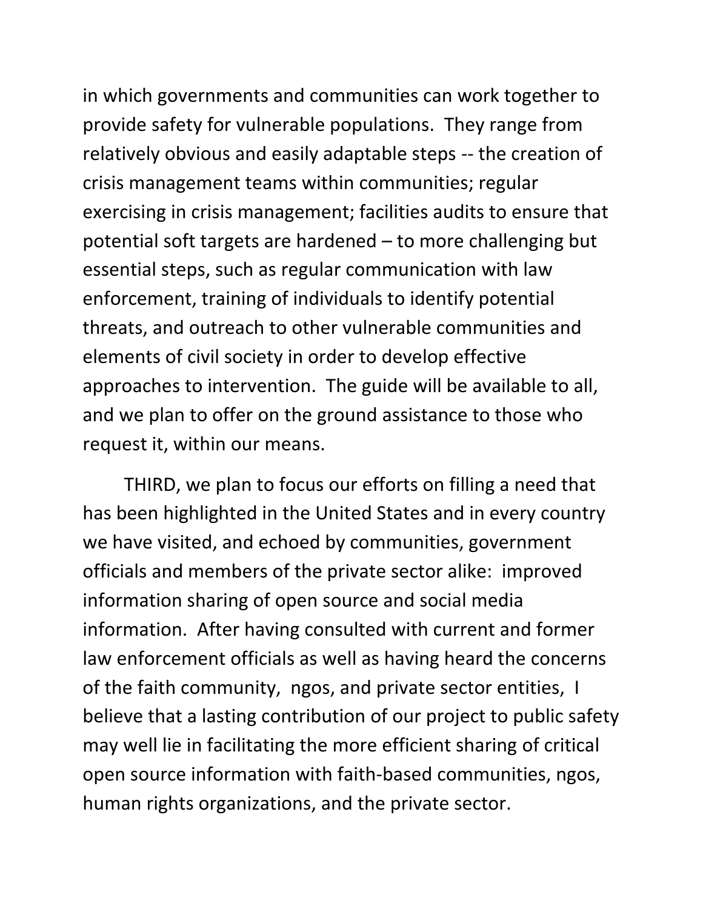in which governments and communities can work together to provide safety for vulnerable populations. They range from relatively obvious and easily adaptable steps -- the creation of crisis management teams within communities; regular exercising in crisis management; facilities audits to ensure that potential soft targets are hardened – to more challenging but essential steps, such as regular communication with law enforcement, training of individuals to identify potential threats, and outreach to other vulnerable communities and elements of civil society in order to develop effective approaches to intervention. The guide will be available to all, and we plan to offer on the ground assistance to those who request it, within our means.

THIRD, we plan to focus our efforts on filling a need that has been highlighted in the United States and in every country we have visited, and echoed by communities, government officials and members of the private sector alike: improved information sharing of open source and social media information. After having consulted with current and former law enforcement officials as well as having heard the concerns of the faith community, ngos, and private sector entities, I believe that a lasting contribution of our project to public safety may well lie in facilitating the more efficient sharing of critical open source information with faith-based communities, ngos, human rights organizations, and the private sector.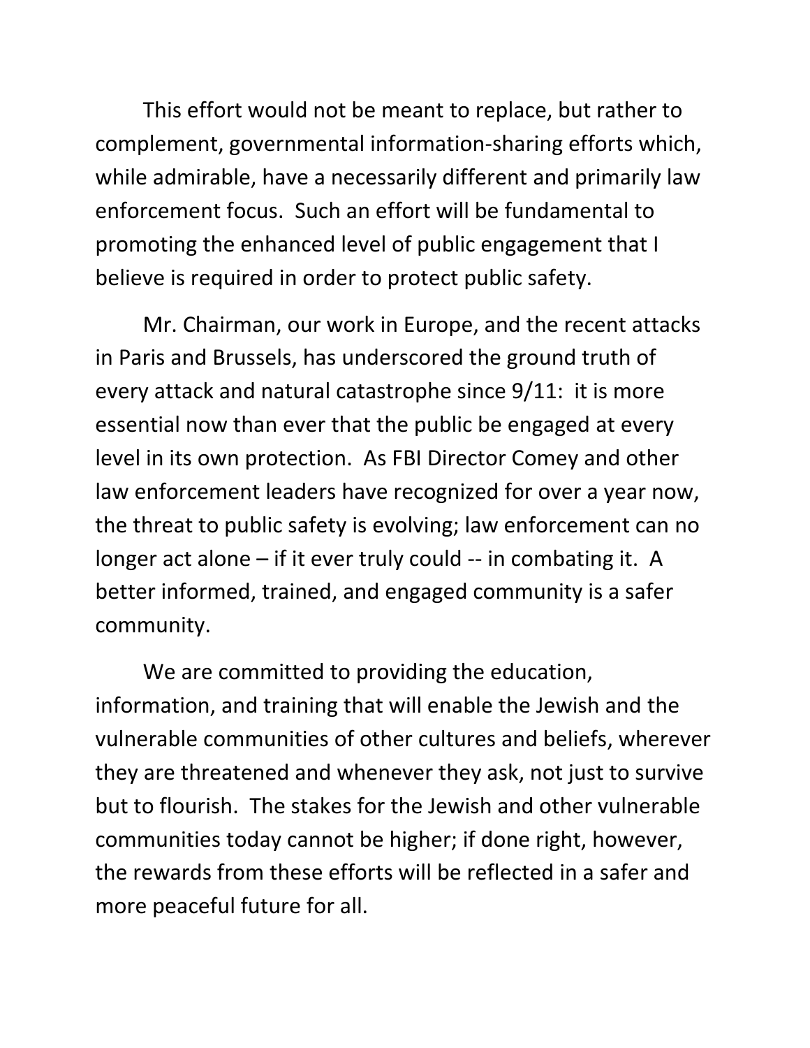This effort would not be meant to replace, but rather to complement, governmental information-sharing efforts which, while admirable, have a necessarily different and primarily law enforcement focus. Such an effort will be fundamental to promoting the enhanced level of public engagement that I believe is required in order to protect public safety.

Mr. Chairman, our work in Europe, and the recent attacks in Paris and Brussels, has underscored the ground truth of every attack and natural catastrophe since 9/11: it is more essential now than ever that the public be engaged at every level in its own protection. As FBI Director Comey and other law enforcement leaders have recognized for over a year now, the threat to public safety is evolving; law enforcement can no longer act alone – if it ever truly could -- in combating it. A better informed, trained, and engaged community is a safer community.

We are committed to providing the education, information, and training that will enable the Jewish and the vulnerable communities of other cultures and beliefs, wherever they are threatened and whenever they ask, not just to survive but to flourish. The stakes for the Jewish and other vulnerable communities today cannot be higher; if done right, however, the rewards from these efforts will be reflected in a safer and more peaceful future for all.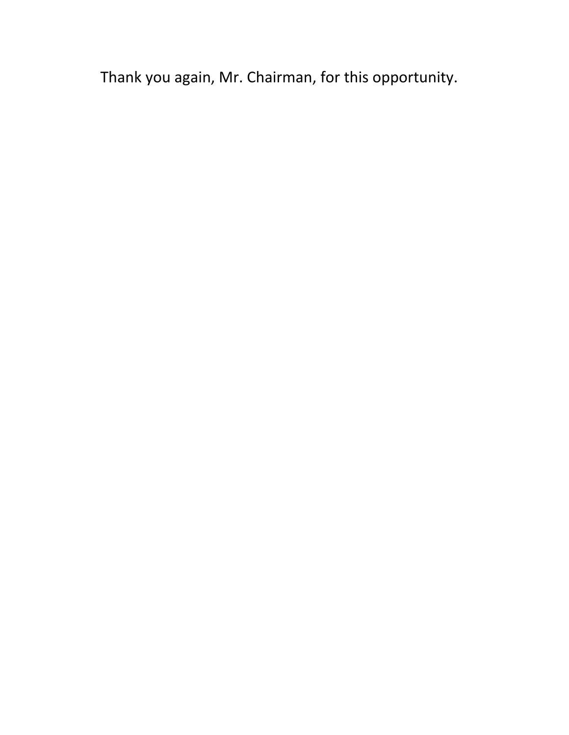Thank you again, Mr. Chairman, for this opportunity.